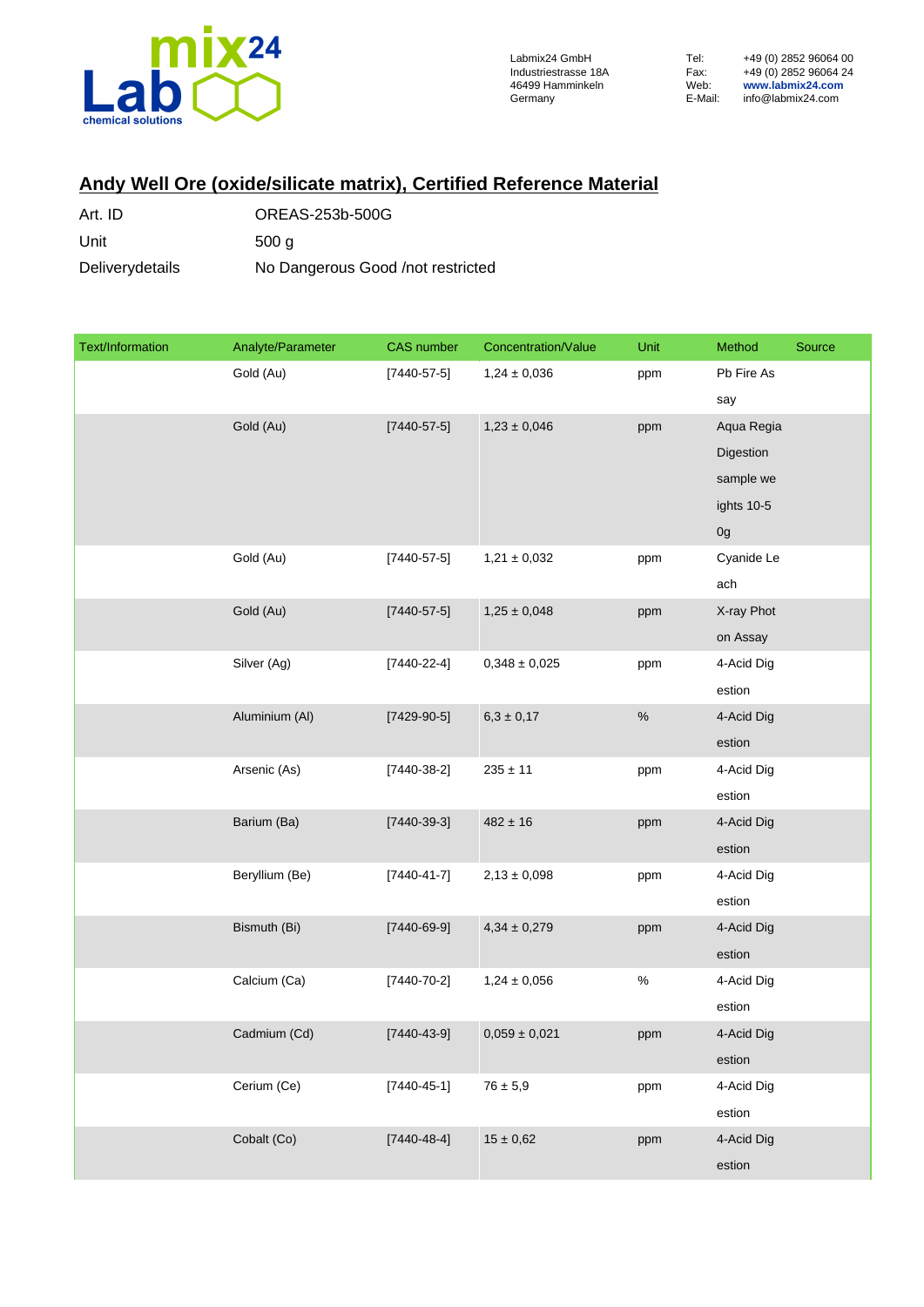Labmix24 GmbH
Industriestrasse 18A
46499 Hamminkeln
Germany

Tel: +49 (0) 2852 96064 00
Fax: +49 (0) 2852 96064 24
Web: www.labmix24.com
E-Mail: info@labmix24.com

## Andy Well Ore (oxide/silicate matrix), Certified Reference Material

| | |
|---|---|
| Art. ID | OREAS-253b-500G |
| Unit | 500 g |
| Deliverydetails | No Dangerous Good /not restricted |

| Text/Information | Analyte/Parameter | CAS number | Concentration/Value | Unit | Method | Source |
|---|---|---|---|---|---|---|
| | Gold (Au) | [7440-57-5] | 1,24 ± 0,036 | ppm | Pb Fire Assay | |
| | Gold (Au) | [7440-57-5] | 1,23 ± 0,046 | ppm | Aqua Regia Digestion sample weights 10-50g | |
| | Gold (Au) | [7440-57-5] | 1,21 ± 0,032 | ppm | Cyanide Leach | |
| | Gold (Au) | [7440-57-5] | 1,25 ± 0,048 | ppm | X-ray Photon Assay | |
| | Silver (Ag) | [7440-22-4] | 0,348 ± 0,025 | ppm | 4-Acid Digestion | |
| | Aluminium (Al) | [7429-90-5] | 6,3 ± 0,17 | % | 4-Acid Digestion | |
| | Arsenic (As) | [7440-38-2] | 235 ± 11 | ppm | 4-Acid Digestion | |
| | Barium (Ba) | [7440-39-3] | 482 ± 16 | ppm | 4-Acid Digestion | |
| | Beryllium (Be) | [7440-41-7] | 2,13 ± 0,098 | ppm | 4-Acid Digestion | |
| | Bismuth (Bi) | [7440-69-9] | 4,34 ± 0,279 | ppm | 4-Acid Digestion | |
| | Calcium (Ca) | [7440-70-2] | 1,24 ± 0,056 | % | 4-Acid Digestion | |
| | Cadmium (Cd) | [7440-43-9] | 0,059 ± 0,021 | ppm | 4-Acid Digestion | |
| | Cerium (Ce) | [7440-45-1] | 76 ± 5,9 | ppm | 4-Acid Digestion | |
| | Cobalt (Co) | [7440-48-4] | 15 ± 0,62 | ppm | 4-Acid Digestion | |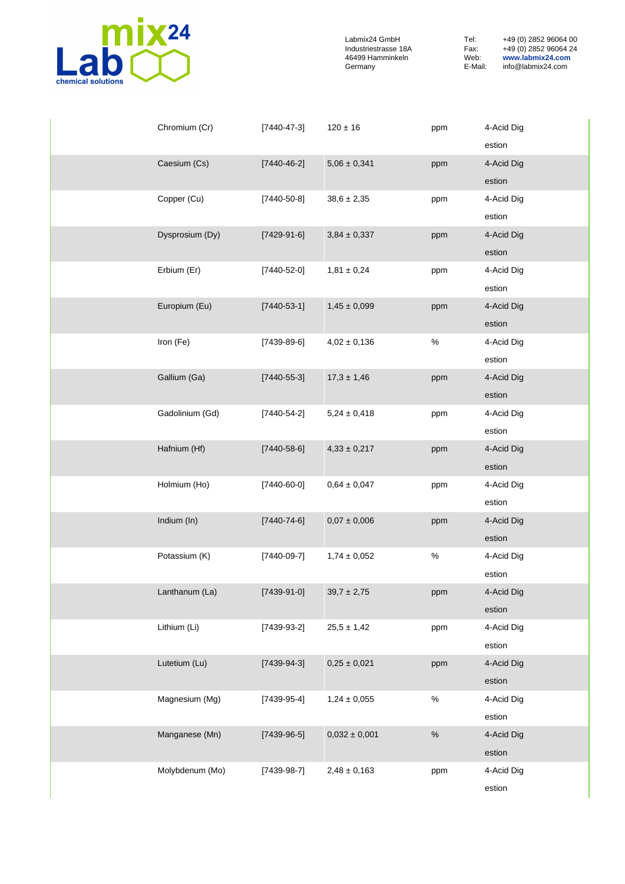| | | | | |
|---|---|---|---|---|
| Chromium (Cr) | [7440-47-3] | 120 ± 16 | ppm | 4-Acid Digestion |
| Caesium (Cs) | [7440-46-2] | 5,06 ± 0,341 | ppm | 4-Acid Digestion |
| Copper (Cu) | [7440-50-8] | 38,6 ± 2,35 | ppm | 4-Acid Digestion |
| Dysprosium (Dy) | [7429-91-6] | 3,84 ± 0,337 | ppm | 4-Acid Digestion |
| Erbium (Er) | [7440-52-0] | 1,81 ± 0,24 | ppm | 4-Acid Digestion |
| Europium (Eu) | [7440-53-1] | 1,45 ± 0,099 | ppm | 4-Acid Digestion |
| Iron (Fe) | [7439-89-6] | 4,02 ± 0,136 | % | 4-Acid Digestion |
| Gallium (Ga) | [7440-55-3] | 17,3 ± 1,46 | ppm | 4-Acid Digestion |
| Gadolinium (Gd) | [7440-54-2] | 5,24 ± 0,418 | ppm | 4-Acid Digestion |
| Hafnium (Hf) | [7440-58-6] | 4,33 ± 0,217 | ppm | 4-Acid Digestion |
| Holmium (Ho) | [7440-60-0] | 0,64 ± 0,047 | ppm | 4-Acid Digestion |
| Indium (In) | [7440-74-6] | 0,07 ± 0,006 | ppm | 4-Acid Digestion |
| Potassium (K) | [7440-09-7] | 1,74 ± 0,052 | % | 4-Acid Digestion |
| Lanthanum (La) | [7439-91-0] | 39,7 ± 2,75 | ppm | 4-Acid Digestion |
| Lithium (Li) | [7439-93-2] | 25,5 ± 1,42 | ppm | 4-Acid Digestion |
| Lutetium (Lu) | [7439-94-3] | 0,25 ± 0,021 | ppm | 4-Acid Digestion |
| Magnesium (Mg) | [7439-95-4] | 1,24 ± 0,055 | % | 4-Acid Digestion |
| Manganese (Mn) | [7439-96-5] | 0,032 ± 0,001 | % | 4-Acid Digestion |
| Molybdenum (Mo) | [7439-98-7] | 2,48 ± 0,163 | ppm | 4-Acid Digestion |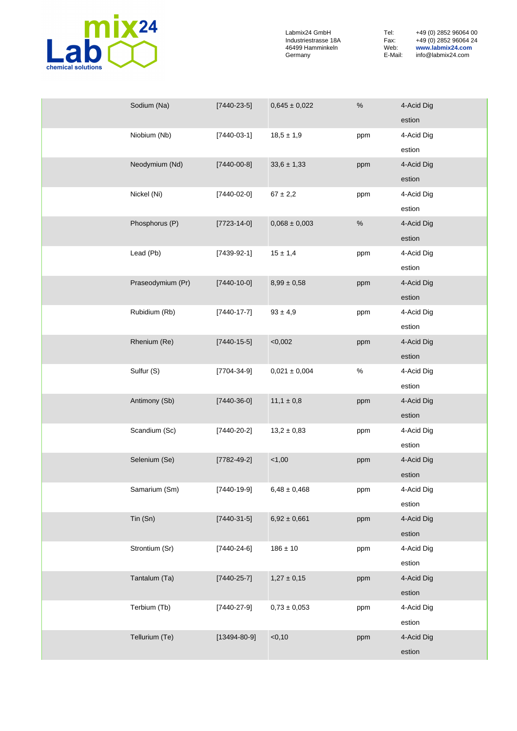| Sodium (Na) | [7440-23-5] | 0,645 ± 0,022 | % | 4-Acid Digestion |
|---|---|---|---|---|
| Niobium (Nb) | [7440-03-1] | 18,5 ± 1,9 | ppm | 4-Acid Digestion |
| Neodymium (Nd) | [7440-00-8] | 33,6 ± 1,33 | ppm | 4-Acid Digestion |
| Nickel (Ni) | [7440-02-0] | 67 ± 2,2 | ppm | 4-Acid Digestion |
| Phosphorus (P) | [7723-14-0] | 0,068 ± 0,003 | % | 4-Acid Digestion |
| Lead (Pb) | [7439-92-1] | 15 ± 1,4 | ppm | 4-Acid Digestion |
| Praseodymium (Pr) | [7440-10-0] | 8,99 ± 0,58 | ppm | 4-Acid Digestion |
| Rubidium (Rb) | [7440-17-7] | 93 ± 4,9 | ppm | 4-Acid Digestion |
| Rhenium (Re) | [7440-15-5] | <0,002 | ppm | 4-Acid Digestion |
| Sulfur (S) | [7704-34-9] | 0,021 ± 0,004 | % | 4-Acid Digestion |
| Antimony (Sb) | [7440-36-0] | 11,1 ± 0,8 | ppm | 4-Acid Digestion |
| Scandium (Sc) | [7440-20-2] | 13,2 ± 0,83 | ppm | 4-Acid Digestion |
| Selenium (Se) | [7782-49-2] | <1,00 | ppm | 4-Acid Digestion |
| Samarium (Sm) | [7440-19-9] | 6,48 ± 0,468 | ppm | 4-Acid Digestion |
| Tin (Sn) | [7440-31-5] | 6,92 ± 0,661 | ppm | 4-Acid Digestion |
| Strontium (Sr) | [7440-24-6] | 186 ± 10 | ppm | 4-Acid Digestion |
| Tantalum (Ta) | [7440-25-7] | 1,27 ± 0,15 | ppm | 4-Acid Digestion |
| Terbium (Tb) | [7440-27-9] | 0,73 ± 0,053 | ppm | 4-Acid Digestion |
| Tellurium (Te) | [13494-80-9] | <0,10 | ppm | 4-Acid Digestion |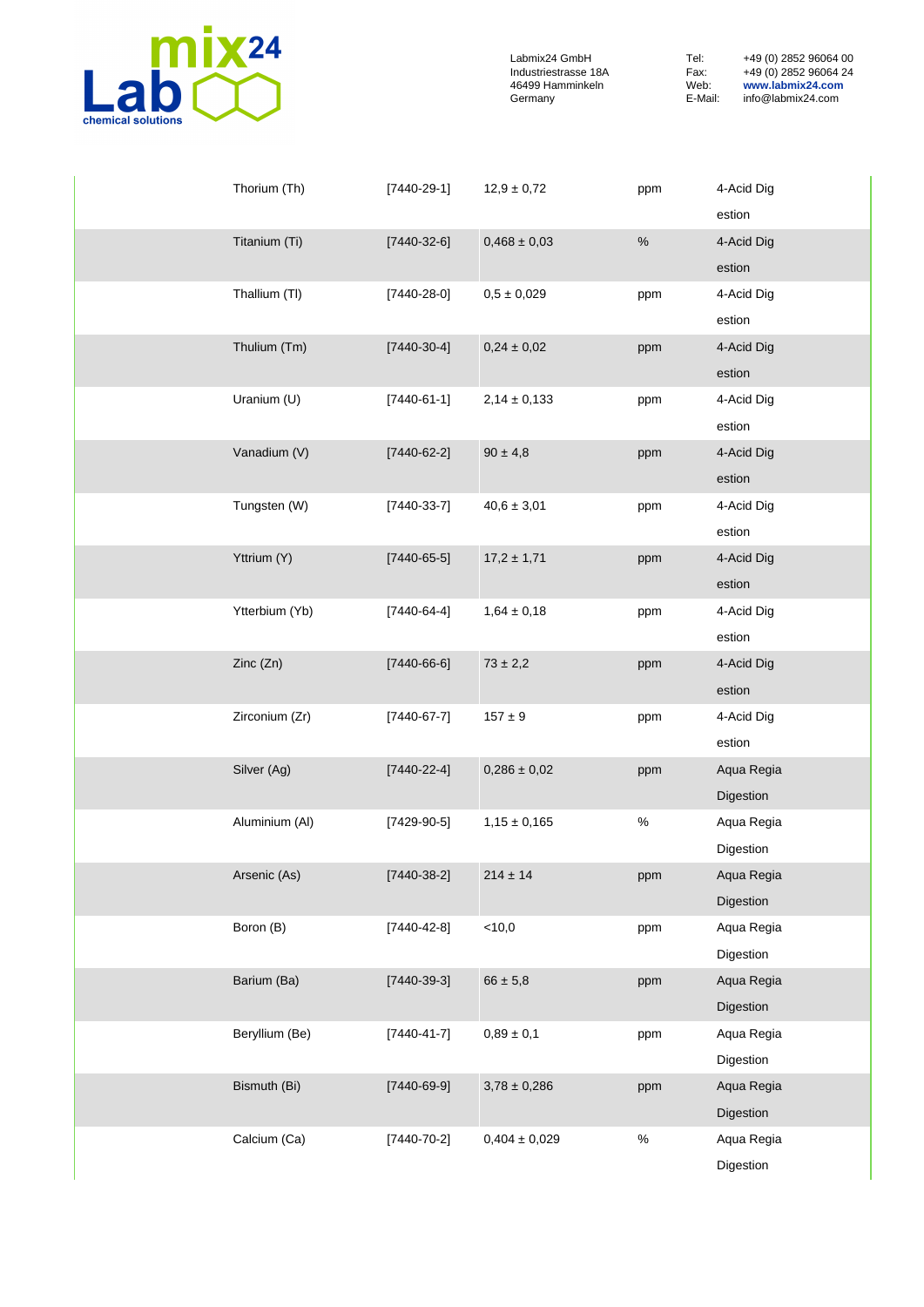| | | | | |
|---|---|---|---|---|
| Thorium (Th) | [7440-29-1] | 12,9 ± 0,72 | ppm | 4-Acid Digestion |
| Titanium (Ti) | [7440-32-6] | 0,468 ± 0,03 | % | 4-Acid Digestion |
| Thallium (Tl) | [7440-28-0] | 0,5 ± 0,029 | ppm | 4-Acid Digestion |
| Thulium (Tm) | [7440-30-4] | 0,24 ± 0,02 | ppm | 4-Acid Digestion |
| Uranium (U) | [7440-61-1] | 2,14 ± 0,133 | ppm | 4-Acid Digestion |
| Vanadium (V) | [7440-62-2] | 90 ± 4,8 | ppm | 4-Acid Digestion |
| Tungsten (W) | [7440-33-7] | 40,6 ± 3,01 | ppm | 4-Acid Digestion |
| Yttrium (Y) | [7440-65-5] | 17,2 ± 1,71 | ppm | 4-Acid Digestion |
| Ytterbium (Yb) | [7440-64-4] | 1,64 ± 0,18 | ppm | 4-Acid Digestion |
| Zinc (Zn) | [7440-66-6] | 73 ± 2,2 | ppm | 4-Acid Digestion |
| Zirconium (Zr) | [7440-67-7] | 157 ± 9 | ppm | 4-Acid Digestion |
| Silver (Ag) | [7440-22-4] | 0,286 ± 0,02 | ppm | Aqua Regia Digestion |
| Aluminium (Al) | [7429-90-5] | 1,15 ± 0,165 | % | Aqua Regia Digestion |
| Arsenic (As) | [7440-38-2] | 214 ± 14 | ppm | Aqua Regia Digestion |
| Boron (B) | [7440-42-8] | <10,0 | ppm | Aqua Regia Digestion |
| Barium (Ba) | [7440-39-3] | 66 ± 5,8 | ppm | Aqua Regia Digestion |
| Beryllium (Be) | [7440-41-7] | 0,89 ± 0,1 | ppm | Aqua Regia Digestion |
| Bismuth (Bi) | [7440-69-9] | 3,78 ± 0,286 | ppm | Aqua Regia Digestion |
| Calcium (Ca) | [7440-70-2] | 0,404 ± 0,029 | % | Aqua Regia Digestion |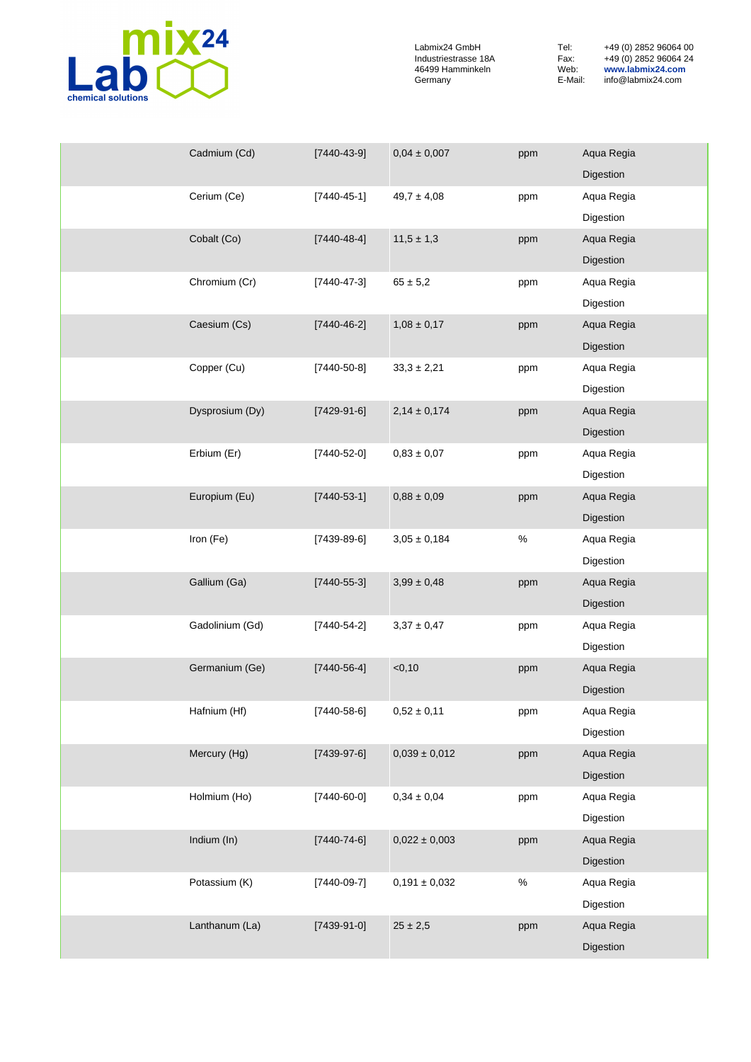| | | | | |
|---|---|---|---|---|
| Cadmium (Cd) | [7440-43-9] | 0,04 ± 0,007 | ppm | Aqua Regia Digestion |
| Cerium (Ce) | [7440-45-1] | 49,7 ± 4,08 | ppm | Aqua Regia Digestion |
| Cobalt (Co) | [7440-48-4] | 11,5 ± 1,3 | ppm | Aqua Regia Digestion |
| Chromium (Cr) | [7440-47-3] | 65 ± 5,2 | ppm | Aqua Regia Digestion |
| Caesium (Cs) | [7440-46-2] | 1,08 ± 0,17 | ppm | Aqua Regia Digestion |
| Copper (Cu) | [7440-50-8] | 33,3 ± 2,21 | ppm | Aqua Regia Digestion |
| Dysprosium (Dy) | [7429-91-6] | 2,14 ± 0,174 | ppm | Aqua Regia Digestion |
| Erbium (Er) | [7440-52-0] | 0,83 ± 0,07 | ppm | Aqua Regia Digestion |
| Europium (Eu) | [7440-53-1] | 0,88 ± 0,09 | ppm | Aqua Regia Digestion |
| Iron (Fe) | [7439-89-6] | 3,05 ± 0,184 | % | Aqua Regia Digestion |
| Gallium (Ga) | [7440-55-3] | 3,99 ± 0,48 | ppm | Aqua Regia Digestion |
| Gadolinium (Gd) | [7440-54-2] | 3,37 ± 0,47 | ppm | Aqua Regia Digestion |
| Germanium (Ge) | [7440-56-4] | <0,10 | ppm | Aqua Regia Digestion |
| Hafnium (Hf) | [7440-58-6] | 0,52 ± 0,11 | ppm | Aqua Regia Digestion |
| Mercury (Hg) | [7439-97-6] | 0,039 ± 0,012 | ppm | Aqua Regia Digestion |
| Holmium (Ho) | [7440-60-0] | 0,34 ± 0,04 | ppm | Aqua Regia Digestion |
| Indium (In) | [7440-74-6] | 0,022 ± 0,003 | ppm | Aqua Regia Digestion |
| Potassium (K) | [7440-09-7] | 0,191 ± 0,032 | % | Aqua Regia Digestion |
| Lanthanum (La) | [7439-91-0] | 25 ± 2,5 | ppm | Aqua Regia Digestion |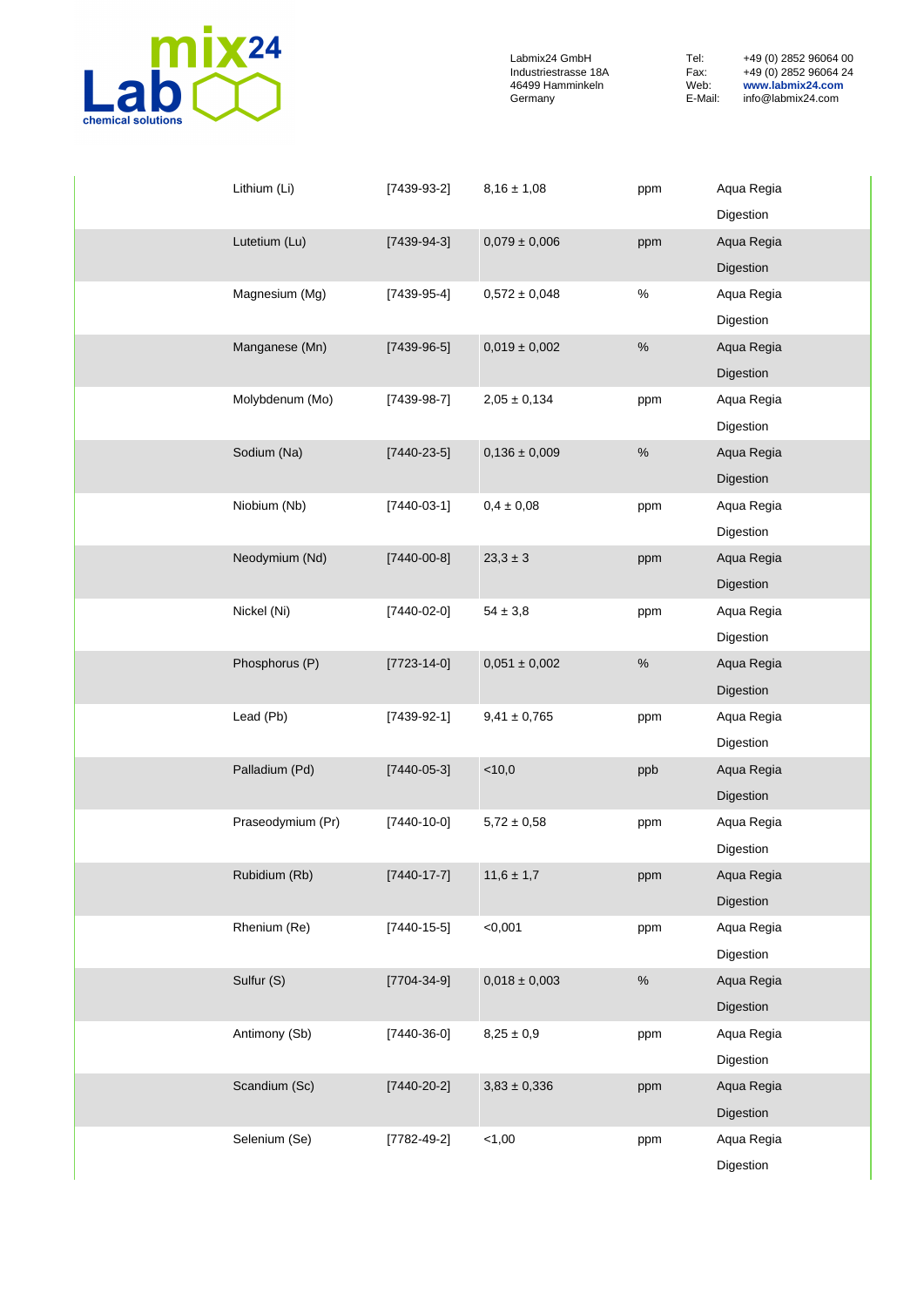| | | | | |
|---|---|---|---|---|
| Lithium (Li) | [7439-93-2] | 8,16 ± 1,08 | ppm | Aqua Regia Digestion |
| Lutetium (Lu) | [7439-94-3] | 0,079 ± 0,006 | ppm | Aqua Regia Digestion |
| Magnesium (Mg) | [7439-95-4] | 0,572 ± 0,048 | % | Aqua Regia Digestion |
| Manganese (Mn) | [7439-96-5] | 0,019 ± 0,002 | % | Aqua Regia Digestion |
| Molybdenum (Mo) | [7439-98-7] | 2,05 ± 0,134 | ppm | Aqua Regia Digestion |
| Sodium (Na) | [7440-23-5] | 0,136 ± 0,009 | % | Aqua Regia Digestion |
| Niobium (Nb) | [7440-03-1] | 0,4 ± 0,08 | ppm | Aqua Regia Digestion |
| Neodymium (Nd) | [7440-00-8] | 23,3 ± 3 | ppm | Aqua Regia Digestion |
| Nickel (Ni) | [7440-02-0] | 54 ± 3,8 | ppm | Aqua Regia Digestion |
| Phosphorus (P) | [7723-14-0] | 0,051 ± 0,002 | % | Aqua Regia Digestion |
| Lead (Pb) | [7439-92-1] | 9,41 ± 0,765 | ppm | Aqua Regia Digestion |
| Palladium (Pd) | [7440-05-3] | <10,0 | ppb | Aqua Regia Digestion |
| Praseodymium (Pr) | [7440-10-0] | 5,72 ± 0,58 | ppm | Aqua Regia Digestion |
| Rubidium (Rb) | [7440-17-7] | 11,6 ± 1,7 | ppm | Aqua Regia Digestion |
| Rhenium (Re) | [7440-15-5] | <0,001 | ppm | Aqua Regia Digestion |
| Sulfur (S) | [7704-34-9] | 0,018 ± 0,003 | % | Aqua Regia Digestion |
| Antimony (Sb) | [7440-36-0] | 8,25 ± 0,9 | ppm | Aqua Regia Digestion |
| Scandium (Sc) | [7440-20-2] | 3,83 ± 0,336 | ppm | Aqua Regia Digestion |
| Selenium (Se) | [7782-49-2] | <1,00 | ppm | Aqua Regia Digestion |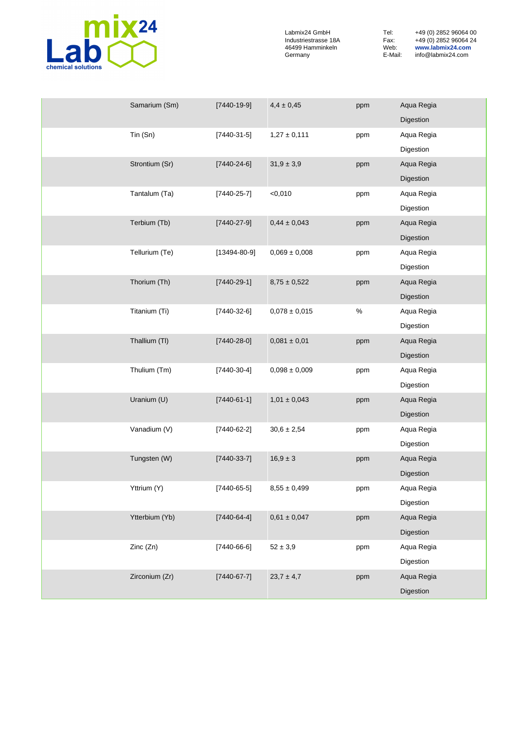| | | | | |
|---|---|---|---|---|
| Samarium (Sm) | [7440-19-9] | 4,4 ± 0,45 | ppm | Aqua Regia Digestion |
| Tin (Sn) | [7440-31-5] | 1,27 ± 0,111 | ppm | Aqua Regia Digestion |
| Strontium (Sr) | [7440-24-6] | 31,9 ± 3,9 | ppm | Aqua Regia Digestion |
| Tantalum (Ta) | [7440-25-7] | <0,010 | ppm | Aqua Regia Digestion |
| Terbium (Tb) | [7440-27-9] | 0,44 ± 0,043 | ppm | Aqua Regia Digestion |
| Tellurium (Te) | [13494-80-9] | 0,069 ± 0,008 | ppm | Aqua Regia Digestion |
| Thorium (Th) | [7440-29-1] | 8,75 ± 0,522 | ppm | Aqua Regia Digestion |
| Titanium (Ti) | [7440-32-6] | 0,078 ± 0,015 | % | Aqua Regia Digestion |
| Thallium (Tl) | [7440-28-0] | 0,081 ± 0,01 | ppm | Aqua Regia Digestion |
| Thulium (Tm) | [7440-30-4] | 0,098 ± 0,009 | ppm | Aqua Regia Digestion |
| Uranium (U) | [7440-61-1] | 1,01 ± 0,043 | ppm | Aqua Regia Digestion |
| Vanadium (V) | [7440-62-2] | 30,6 ± 2,54 | ppm | Aqua Regia Digestion |
| Tungsten (W) | [7440-33-7] | 16,9 ± 3 | ppm | Aqua Regia Digestion |
| Yttrium (Y) | [7440-65-5] | 8,55 ± 0,499 | ppm | Aqua Regia Digestion |
| Ytterbium (Yb) | [7440-64-4] | 0,61 ± 0,047 | ppm | Aqua Regia Digestion |
| Zinc (Zn) | [7440-66-6] | 52 ± 3,9 | ppm | Aqua Regia Digestion |
| Zirconium (Zr) | [7440-67-7] | 23,7 ± 4,7 | ppm | Aqua Regia Digestion |